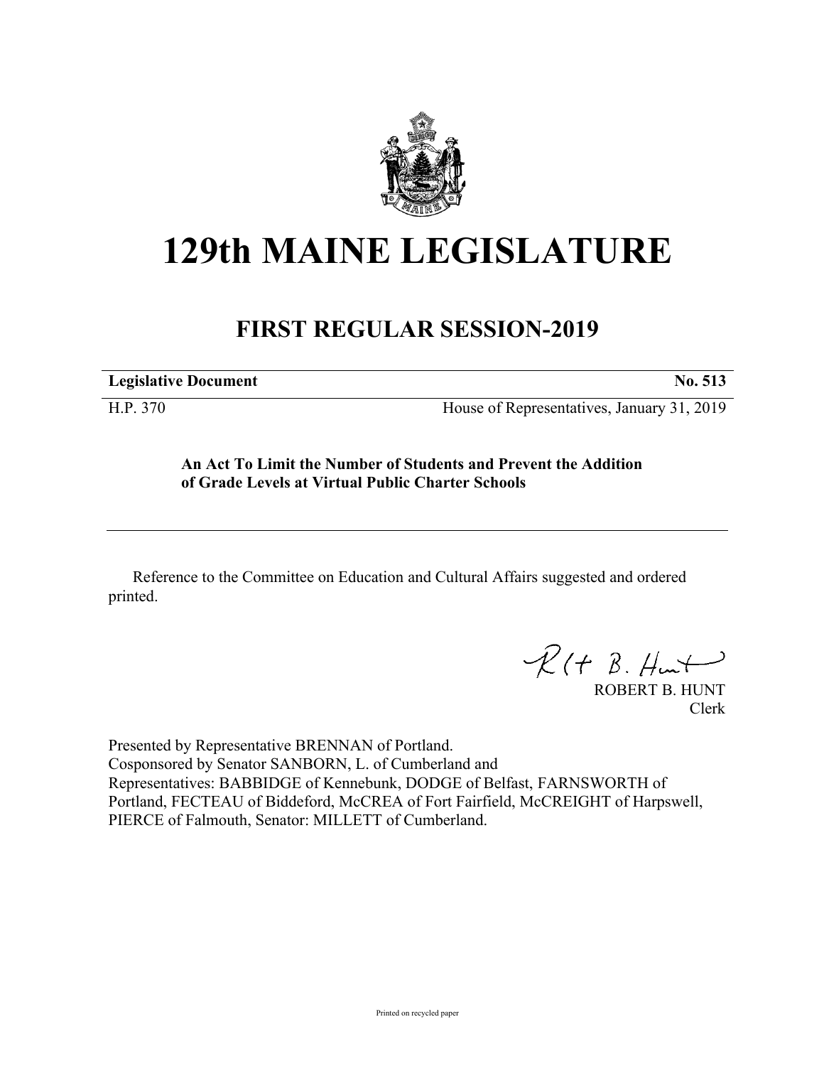# 129th MAINE LEGISLATURE

## FIRST REGULAR SESSION-2019

**Legislative Document** **No. 513**

H.P. 370 House of Representatives, January 31, 2019

**An Act To Limit the Number of Students and Prevent the Addition of Grade Levels at Virtual Public Charter Schools**

---

Reference to the Committee on Education and Cultural Affairs suggested and ordered printed.

ROBERT B. HUNT
Clerk

Presented by Representative BRENNAN of Portland.
Cosponsored by Senator SANBORN, L. of Cumberland and
Representatives: BABBIDGE of Kennebunk, DODGE of Belfast, FARNSWORTH of Portland, FECTEAU of Biddeford, McCREA of Fort Fairfield, McCREIGHT of Harpswell, PIERCE of Falmouth, Senator: MILLETT of Cumberland.

Printed on recycled paper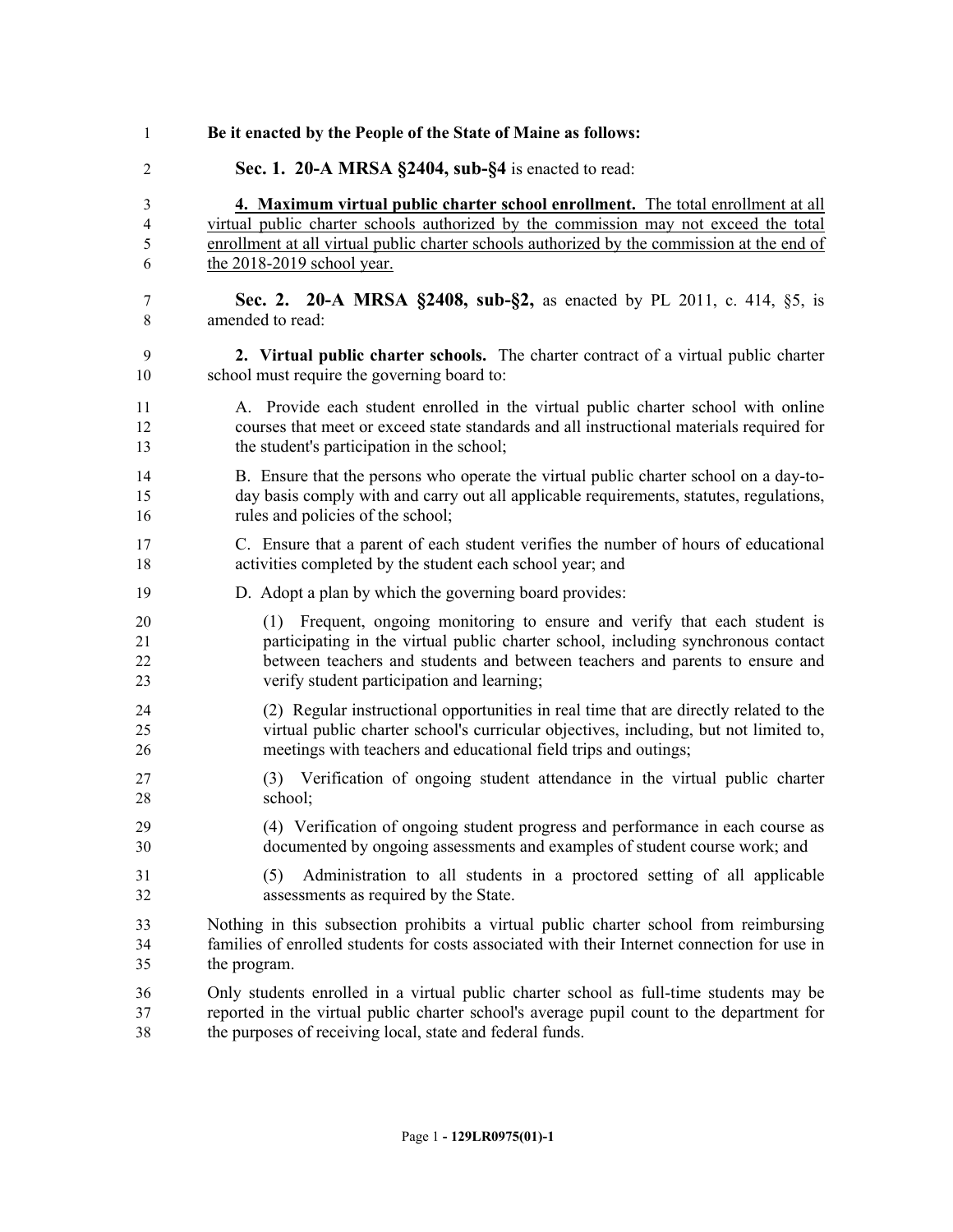**Be it enacted by the People of the State of Maine as follows:**

**Sec. 1. 20-A MRSA §2404, sub-§4** is enacted to read:

**4. Maximum virtual public charter school enrollment.** The total enrollment at all virtual public charter schools authorized by the commission may not exceed the total enrollment at all virtual public charter schools authorized by the commission at the end of the 2018-2019 school year.

**Sec. 2. 20-A MRSA §2408, sub-§2,** as enacted by PL 2011, c. 414, §5, is amended to read:

**2. Virtual public charter schools.** The charter contract of a virtual public charter school must require the governing board to:

A. Provide each student enrolled in the virtual public charter school with online courses that meet or exceed state standards and all instructional materials required for the student's participation in the school;

B. Ensure that the persons who operate the virtual public charter school on a day-to-day basis comply with and carry out all applicable requirements, statutes, regulations, rules and policies of the school;

C. Ensure that a parent of each student verifies the number of hours of educational activities completed by the student each school year; and

D. Adopt a plan by which the governing board provides:

(1) Frequent, ongoing monitoring to ensure and verify that each student is participating in the virtual public charter school, including synchronous contact between teachers and students and between teachers and parents to ensure and verify student participation and learning;

(2) Regular instructional opportunities in real time that are directly related to the virtual public charter school's curricular objectives, including, but not limited to, meetings with teachers and educational field trips and outings;

(3) Verification of ongoing student attendance in the virtual public charter school;

(4) Verification of ongoing student progress and performance in each course as documented by ongoing assessments and examples of student course work; and

(5) Administration to all students in a proctored setting of all applicable assessments as required by the State.

Nothing in this subsection prohibits a virtual public charter school from reimbursing families of enrolled students for costs associated with their Internet connection for use in the program.

Only students enrolled in a virtual public charter school as full-time students may be reported in the virtual public charter school's average pupil count to the department for the purposes of receiving local, state and federal funds.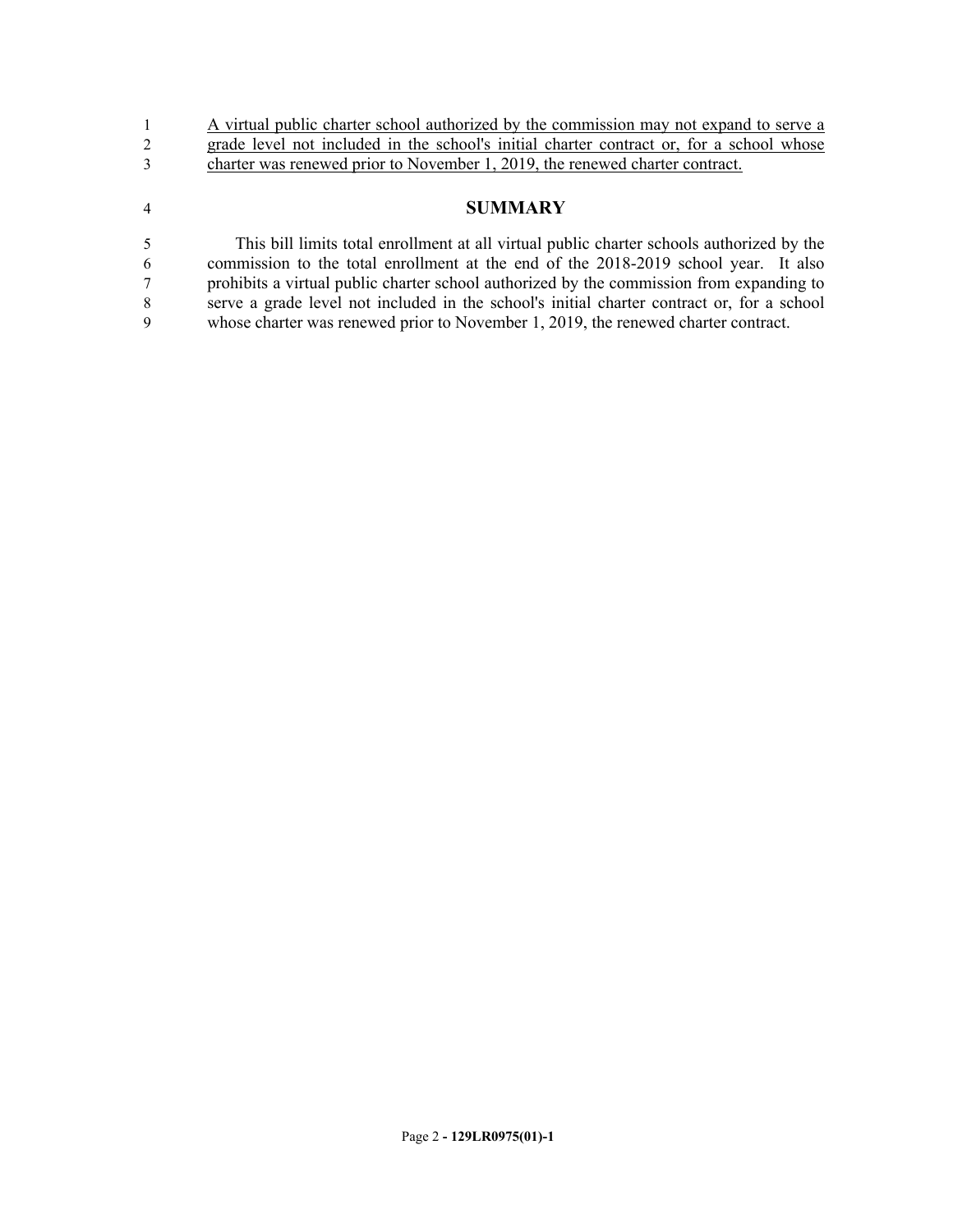A virtual public charter school authorized by the commission may not expand to serve a grade level not included in the school's initial charter contract or, for a school whose charter was renewed prior to November 1, 2019, the renewed charter contract.

## SUMMARY

This bill limits total enrollment at all virtual public charter schools authorized by the commission to the total enrollment at the end of the 2018-2019 school year. It also prohibits a virtual public charter school authorized by the commission from expanding to serve a grade level not included in the school's initial charter contract or, for a school whose charter was renewed prior to November 1, 2019, the renewed charter contract.